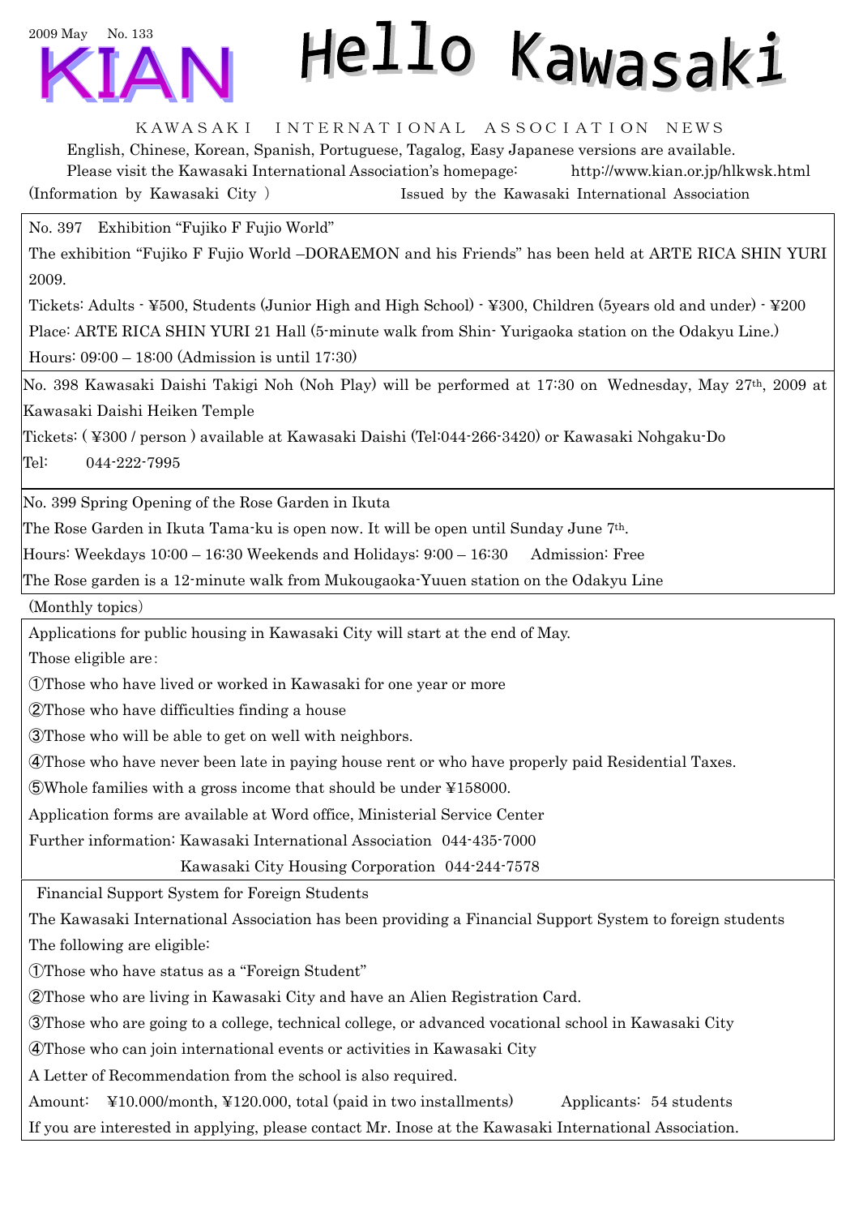2009 May No. 133

# KIAN Hello Kawasaki

KAWASAKI INTERNATIONAL ASSOCIATION NEWS

English, Chinese, Korean, Spanish, Portuguese, Tagalog, Easy Japanese versions are available.
Please visit the Kawasaki International Association's homepage: http://www.kian.or.jp/hlkwsk.html
(Information by Kawasaki City) Issued by the Kawasaki International Association

---

**No. 397 Exhibition "Fujiko F Fujio World"**

The exhibition "Fujiko F Fujio World –DORAEMON and his Friends" has been held at ARTE RICA SHIN YURI 2009.

Tickets: Adults - ¥500, Students (Junior High and High School) - ¥300, Children (5years old and under) - ¥200

Place: ARTE RICA SHIN YURI 21 Hall (5-minute walk from Shin- Yurigaoka station on the Odakyu Line.)

Hours: 09:00 – 18:00 (Admission is until 17:30)

---

**No. 398** Kawasaki Daishi Takigi Noh (Noh Play) will be performed at 17:30 on Wednesday, May 27th, 2009 at Kawasaki Daishi Heiken Temple

Tickets: ( ¥300 / person ) available at Kawasaki Daishi (Tel:044-266-3420) or Kawasaki Nohgaku-Do

Tel: 044-222-7995

---

**No. 399 Spring Opening of the Rose Garden in Ikuta**

The Rose Garden in Ikuta Tama-ku is open now. It will be open until Sunday June 7th.

Hours: Weekdays 10:00 – 16:30 Weekends and Holidays: 9:00 – 16:30 Admission: Free

The Rose garden is a 12-minute walk from Mukougaoka-Yuuen station on the Odakyu Line

---

(Monthly topics)

Applications for public housing in Kawasaki City will start at the end of May.

Those eligible are:

①Those who have lived or worked in Kawasaki for one year or more

②Those who have difficulties finding a house

③Those who will be able to get on well with neighbors.

④Those who have never been late in paying house rent or who have properly paid Residential Taxes.

⑤Whole families with a gross income that should be under ¥158000.

Application forms are available at Word office, Ministerial Service Center

Further information: Kawasaki International Association 044-435-7000
Kawasaki City Housing Corporation 044-244-7578

---

**Financial Support System for Foreign Students**

The Kawasaki International Association has been providing a Financial Support System to foreign students

The following are eligible:

①Those who have status as a "Foreign Student"

②Those who are living in Kawasaki City and have an Alien Registration Card.

③Those who are going to a college, technical college, or advanced vocational school in Kawasaki City

④Those who can join international events or activities in Kawasaki City

A Letter of Recommendation from the school is also required.

Amount: ¥10.000/month, ¥120.000, total (paid in two installments) Applicants: 54 students

If you are interested in applying, please contact Mr. Inose at the Kawasaki International Association.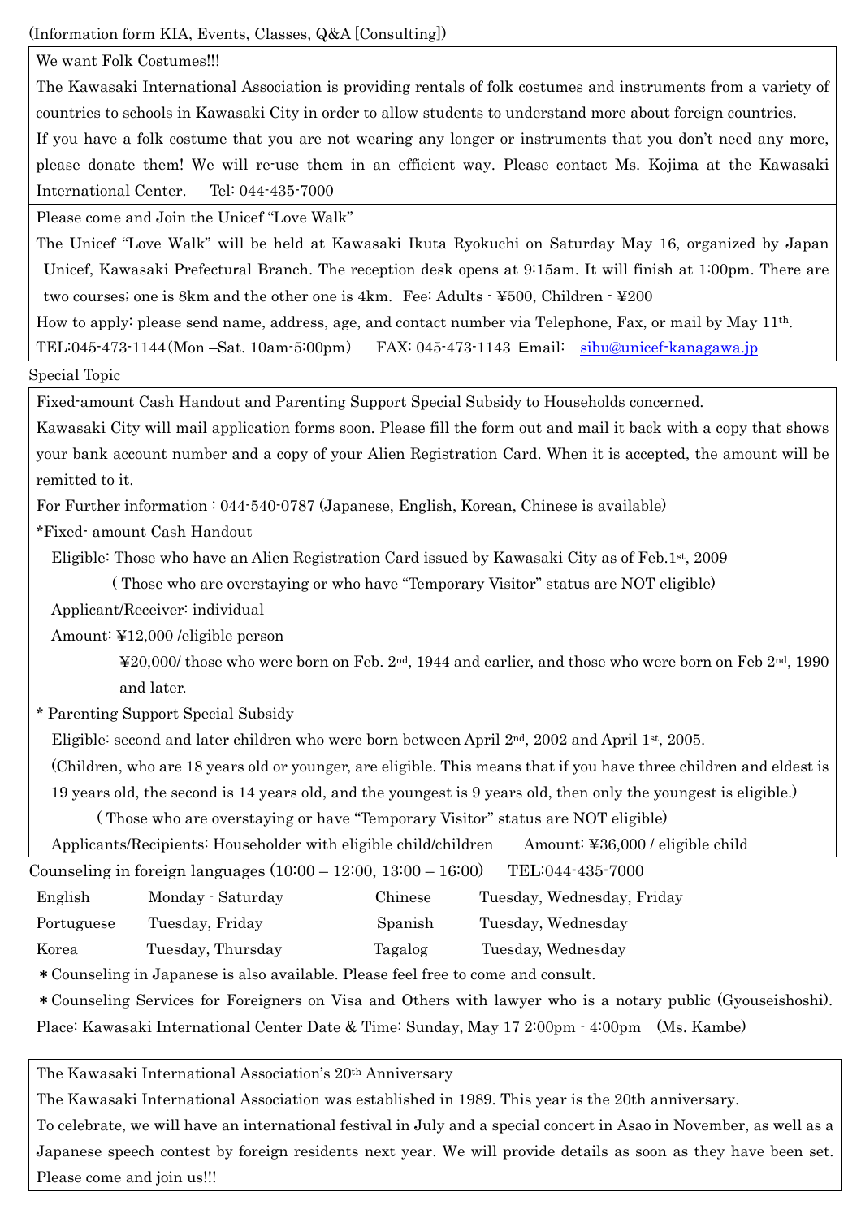(Information form KIA, Events, Classes, Q&A [Consulting])

## We want Folk Costumes!!!

The Kawasaki International Association is providing rentals of folk costumes and instruments from a variety of countries to schools in Kawasaki City in order to allow students to understand more about foreign countries.

If you have a folk costume that you are not wearing any longer or instruments that you don't need any more, please donate them! We will re-use them in an efficient way. Please contact Ms. Kojima at the Kawasaki International Center. Tel: 044-435-7000

## Please come and Join the Unicef "Love Walk"

The Unicef "Love Walk" will be held at Kawasaki Ikuta Ryokuchi on Saturday May 16, organized by Japan Unicef, Kawasaki Prefectural Branch. The reception desk opens at 9:15am. It will finish at 1:00pm. There are two courses; one is 8km and the other one is 4km. Fee: Adults - ¥500, Children - ¥200

How to apply: please send name, address, age, and contact number via Telephone, Fax, or mail by May 11th.

TEL:045-473-1144 (Mon –Sat. 10am-5:00pm) FAX: 045-473-1143 Email: sibu@unicef-kanagawa.jp

## Special Topic

### Fixed-amount Cash Handout and Parenting Support Special Subsidy to Households concerned.

Kawasaki City will mail application forms soon. Please fill the form out and mail it back with a copy that shows your bank account number and a copy of your Alien Registration Card. When it is accepted, the amount will be remitted to it.

For Further information : 044-540-0787 (Japanese, English, Korean, Chinese is available)

*Fixed- amount Cash Handout

Eligible: Those who have an Alien Registration Card issued by Kawasaki City as of Feb.1st, 2009

( Those who are overstaying or who have "Temporary Visitor" status are NOT eligible)

Applicant/Receiver: individual

Amount: ¥12,000 /eligible person

¥20,000/ those who were born on Feb. 2nd, 1944 and earlier, and those who were born on Feb 2nd, 1990 and later.

* Parenting Support Special Subsidy

Eligible: second and later children who were born between April 2nd, 2002 and April 1st, 2005.

(Children, who are 18 years old or younger, are eligible. This means that if you have three children and eldest is 19 years old, the second is 14 years old, and the youngest is 9 years old, then only the youngest is eligible.)

( Those who are overstaying or have "Temporary Visitor" status are NOT eligible)

Applicants/Recipients: Householder with eligible child/children Amount: ¥36,000 / eligible child

## Counseling in foreign languages (10:00 – 12:00, 13:00 – 16:00) TEL:044-435-7000

| | | | |
|---|---|---|---|
| English | Monday - Saturday | Chinese | Tuesday, Wednesday, Friday |
| Portuguese | Tuesday, Friday | Spanish | Tuesday, Wednesday |
| Korea | Tuesday, Thursday | Tagalog | Tuesday, Wednesday |

＊Counseling in Japanese is also available. Please feel free to come and consult.

＊Counseling Services for Foreigners on Visa and Others with lawyer who is a notary public (Gyouseishoshi). Place: Kawasaki International Center Date & Time: Sunday, May 17 2:00pm - 4:00pm (Ms. Kambe)

## The Kawasaki International Association's 20th Anniversary

The Kawasaki International Association was established in 1989. This year is the 20th anniversary.

To celebrate, we will have an international festival in July and a special concert in Asao in November, as well as a Japanese speech contest by foreign residents next year. We will provide details as soon as they have been set. Please come and join us!!!